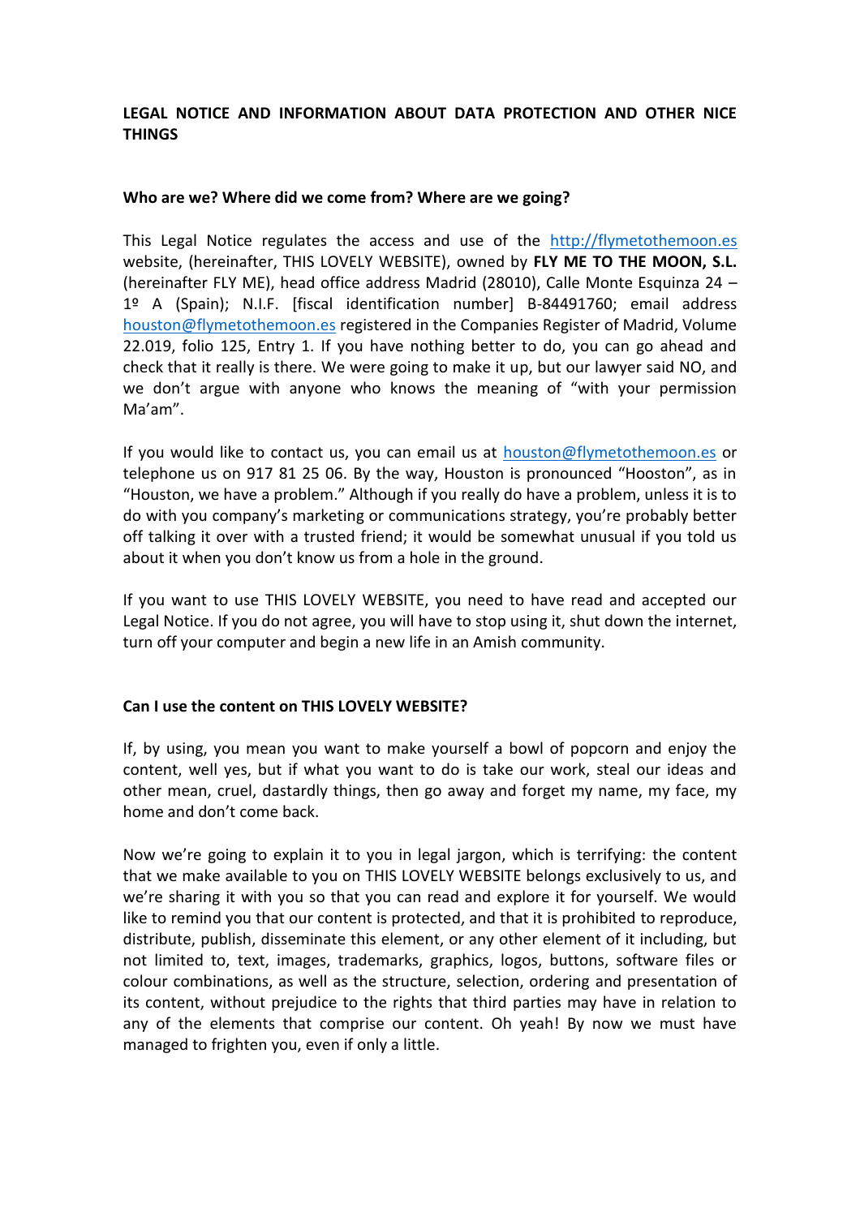**LEGAL NOTICE AND INFORMATION ABOUT DATA PROTECTION AND OTHER NICE THINGS**

**Who are we? Where did we come from? Where are we going?**

This Legal Notice regulates the access and use of the http://flymetothemoon.es website, (hereinafter, THIS LOVELY WEBSITE), owned by **FLY ME TO THE MOON, S.L.** (hereinafter FLY ME), head office address Madrid (28010), Calle Monte Esquinza 24 – 1º A (Spain); N.I.F. [fiscal identification number] B-84491760; email address houston@flymetothemoon.es registered in the Companies Register of Madrid, Volume 22.019, folio 125, Entry 1. If you have nothing better to do, you can go ahead and check that it really is there. We were going to make it up, but our lawyer said NO, and we don't argue with anyone who knows the meaning of "with your permission Ma'am".

If you would like to contact us, you can email us at houston@flymetothemoon.es or telephone us on 917 81 25 06. By the way, Houston is pronounced "Hooston", as in "Houston, we have a problem." Although if you really do have a problem, unless it is to do with you company's marketing or communications strategy, you're probably better off talking it over with a trusted friend; it would be somewhat unusual if you told us about it when you don't know us from a hole in the ground.

If you want to use THIS LOVELY WEBSITE, you need to have read and accepted our Legal Notice. If you do not agree, you will have to stop using it, shut down the internet, turn off your computer and begin a new life in an Amish community.

**Can I use the content on THIS LOVELY WEBSITE?**

If, by using, you mean you want to make yourself a bowl of popcorn and enjoy the content, well yes, but if what you want to do is take our work, steal our ideas and other mean, cruel, dastardly things, then go away and forget my name, my face, my home and don't come back.

Now we're going to explain it to you in legal jargon, which is terrifying: the content that we make available to you on THIS LOVELY WEBSITE belongs exclusively to us, and we're sharing it with you so that you can read and explore it for yourself. We would like to remind you that our content is protected, and that it is prohibited to reproduce, distribute, publish, disseminate this element, or any other element of it including, but not limited to, text, images, trademarks, graphics, logos, buttons, software files or colour combinations, as well as the structure, selection, ordering and presentation of its content, without prejudice to the rights that third parties may have in relation to any of the elements that comprise our content. Oh yeah! By now we must have managed to frighten you, even if only a little.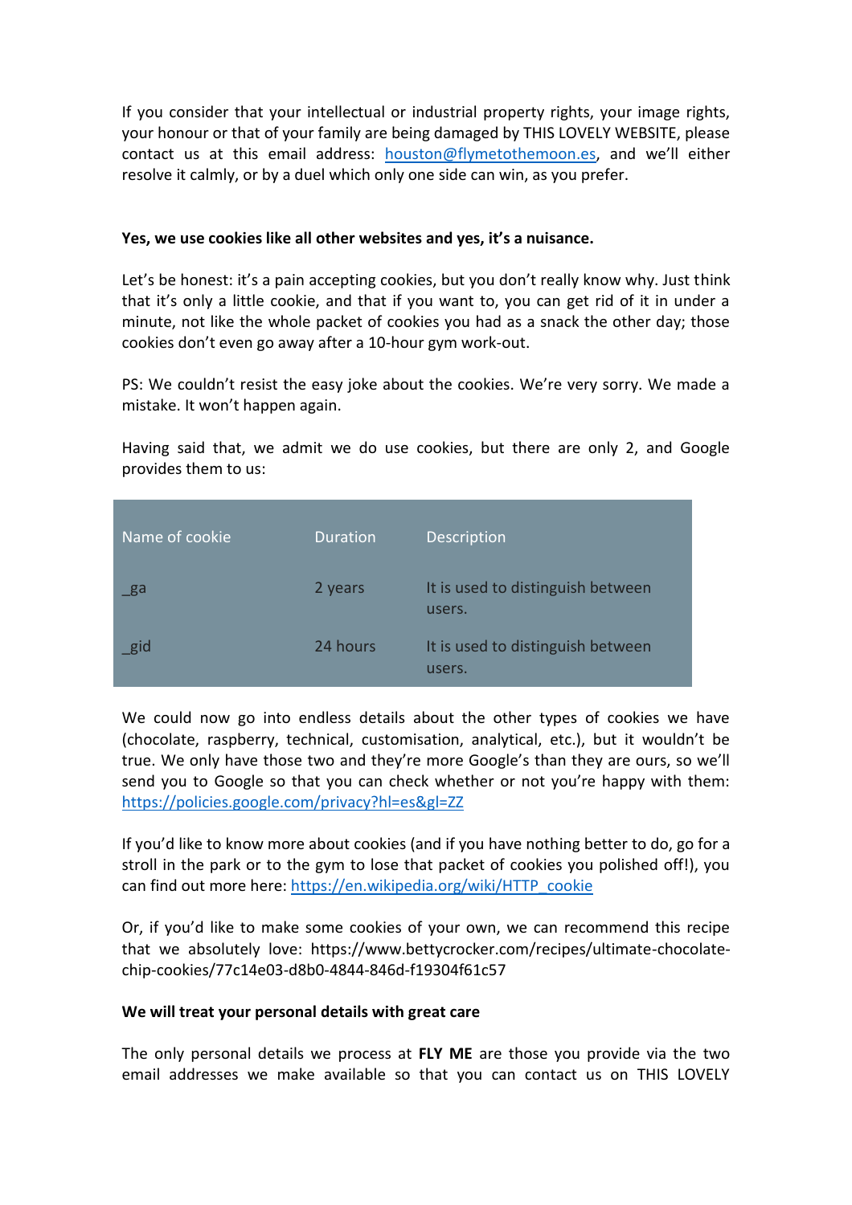If you consider that your intellectual or industrial property rights, your image rights, your honour or that of your family are being damaged by THIS LOVELY WEBSITE, please contact us at this email address: houston@flymetothemoon.es, and we'll either resolve it calmly, or by a duel which only one side can win, as you prefer.

**Yes, we use cookies like all other websites and yes, it's a nuisance.**

Let's be honest: it's a pain accepting cookies, but you don't really know why. Just think that it's only a little cookie, and that if you want to, you can get rid of it in under a minute, not like the whole packet of cookies you had as a snack the other day; those cookies don't even go away after a 10-hour gym work-out.

PS: We couldn't resist the easy joke about the cookies. We're very sorry. We made a mistake. It won't happen again.

Having said that, we admit we do use cookies, but there are only 2, and Google provides them to us:

| Name of cookie | Duration | Description |
|---|---|---|
| _ga | 2 years | It is used to distinguish between users. |
| _gid | 24 hours | It is used to distinguish between users. |

We could now go into endless details about the other types of cookies we have (chocolate, raspberry, technical, customisation, analytical, etc.), but it wouldn't be true. We only have those two and they're more Google's than they are ours, so we'll send you to Google so that you can check whether or not you're happy with them: https://policies.google.com/privacy?hl=es&gl=ZZ

If you'd like to know more about cookies (and if you have nothing better to do, go for a stroll in the park or to the gym to lose that packet of cookies you polished off!), you can find out more here: https://en.wikipedia.org/wiki/HTTP_cookie

Or, if you'd like to make some cookies of your own, we can recommend this recipe that we absolutely love: https://www.bettycrocker.com/recipes/ultimate-chocolate-chip-cookies/77c14e03-d8b0-4844-846d-f19304f61c57

**We will treat your personal details with great care**

The only personal details we process at **FLY ME** are those you provide via the two email addresses we make available so that you can contact us on THIS LOVELY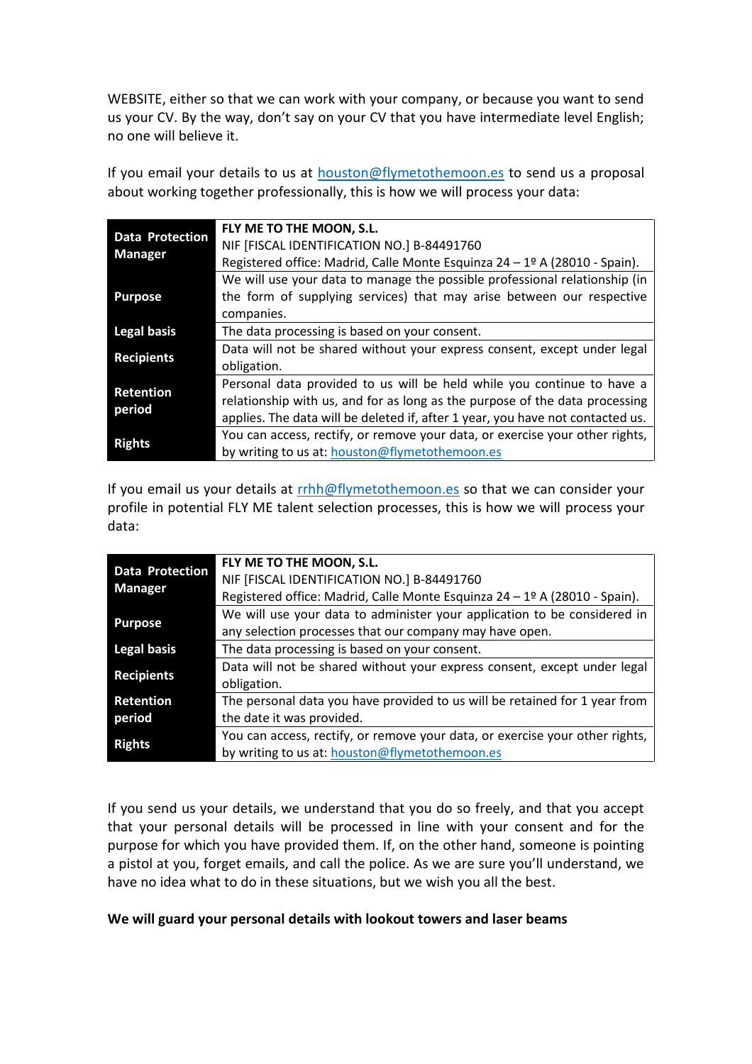WEBSITE, either so that we can work with your company, or because you want to send us your CV. By the way, don't say on your CV that you have intermediate level English; no one will believe it.

If you email your details to us at houston@flymetothemoon.es to send us a proposal about working together professionally, this is how we will process your data:

| | |
|---|---|
| **Data Protection Manager** | **FLY ME TO THE MOON, S.L.**<br>NIF [FISCAL IDENTIFICATION NO.] B-84491760<br>Registered office: Madrid, Calle Monte Esquinza 24 – 1º A (28010 - Spain). |
| **Purpose** | We will use your data to manage the possible professional relationship (in the form of supplying services) that may arise between our respective companies. |
| **Legal basis** | The data processing is based on your consent. |
| **Recipients** | Data will not be shared without your express consent, except under legal obligation. |
| **Retention period** | Personal data provided to us will be held while you continue to have a relationship with us, and for as long as the purpose of the data processing applies. The data will be deleted if, after 1 year, you have not contacted us. |
| **Rights** | You can access, rectify, or remove your data, or exercise your other rights, by writing to us at: houston@flymetothemoon.es |

If you email us your details at rrhh@flymetothemoon.es so that we can consider your profile in potential FLY ME talent selection processes, this is how we will process your data:

| | |
|---|---|
| **Data Protection Manager** | **FLY ME TO THE MOON, S.L.**<br>NIF [FISCAL IDENTIFICATION NO.] B-84491760<br>Registered office: Madrid, Calle Monte Esquinza 24 – 1º A (28010 - Spain). |
| **Purpose** | We will use your data to administer your application to be considered in any selection processes that our company may have open. |
| **Legal basis** | The data processing is based on your consent. |
| **Recipients** | Data will not be shared without your express consent, except under legal obligation. |
| **Retention period** | The personal data you have provided to us will be retained for 1 year from the date it was provided. |
| **Rights** | You can access, rectify, or remove your data, or exercise your other rights, by writing to us at: houston@flymetothemoon.es |

If you send us your details, we understand that you do so freely, and that you accept that your personal details will be processed in line with your consent and for the purpose for which you have provided them. If, on the other hand, someone is pointing a pistol at you, forget emails, and call the police. As we are sure you'll understand, we have no idea what to do in these situations, but we wish you all the best.

**We will guard your personal details with lookout towers and laser beams**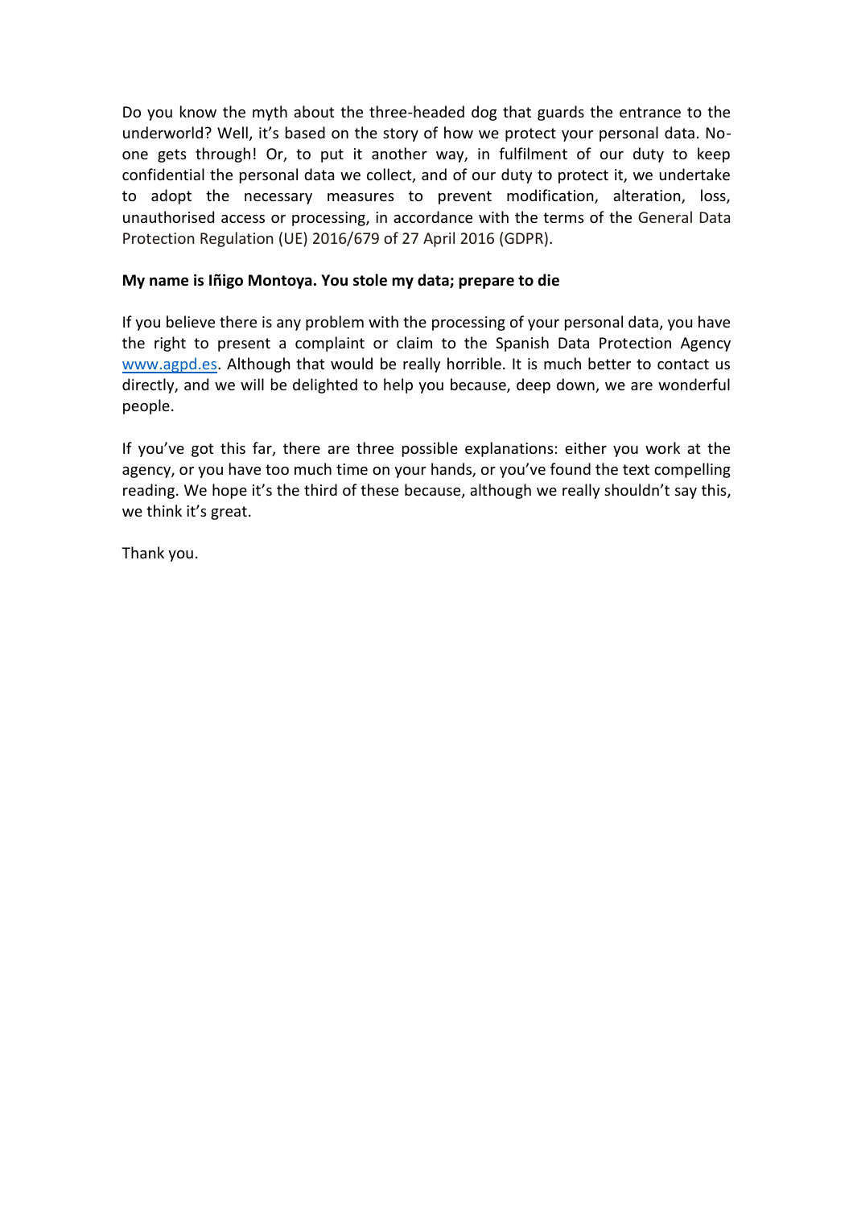Do you know the myth about the three-headed dog that guards the entrance to the underworld? Well, it's based on the story of how we protect your personal data. No-one gets through! Or, to put it another way, in fulfilment of our duty to keep confidential the personal data we collect, and of our duty to protect it, we undertake to adopt the necessary measures to prevent modification, alteration, loss, unauthorised access or processing, in accordance with the terms of the General Data Protection Regulation (UE) 2016/679 of 27 April 2016 (GDPR).

**My name is Iñigo Montoya. You stole my data; prepare to die**

If you believe there is any problem with the processing of your personal data, you have the right to present a complaint or claim to the Spanish Data Protection Agency www.agpd.es. Although that would be really horrible. It is much better to contact us directly, and we will be delighted to help you because, deep down, we are wonderful people.

If you've got this far, there are three possible explanations: either you work at the agency, or you have too much time on your hands, or you've found the text compelling reading. We hope it's the third of these because, although we really shouldn't say this, we think it's great.

Thank you.